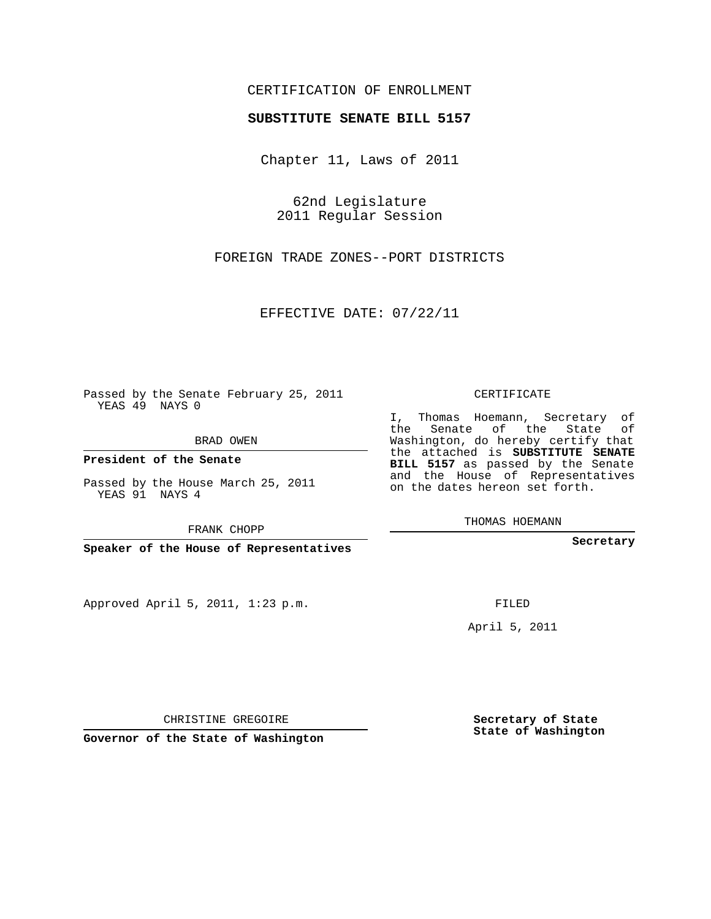CERTIFICATION OF ENROLLMENT

**SUBSTITUTE SENATE BILL 5157**

Chapter 11, Laws of 2011

62nd Legislature
2011 Regular Session

FOREIGN TRADE ZONES--PORT DISTRICTS

EFFECTIVE DATE: 07/22/11

Passed by the Senate February 25, 2011
YEAS 49 NAYS 0

BRAD OWEN

**President of the Senate**

Passed by the House March 25, 2011
YEAS 91 NAYS 4

FRANK CHOPP

**Speaker of the House of Representatives**

Approved April 5, 2011, 1:23 p.m.

CHRISTINE GREGOIRE

**Governor of the State of Washington**

CERTIFICATE

I, Thomas Hoemann, Secretary of the Senate of the State of Washington, do hereby certify that the attached is **SUBSTITUTE SENATE BILL 5157** as passed by the Senate and the House of Representatives on the dates hereon set forth.

THOMAS HOEMANN

**Secretary**

FILED

April 5, 2011

**Secretary of State**
**State of Washington**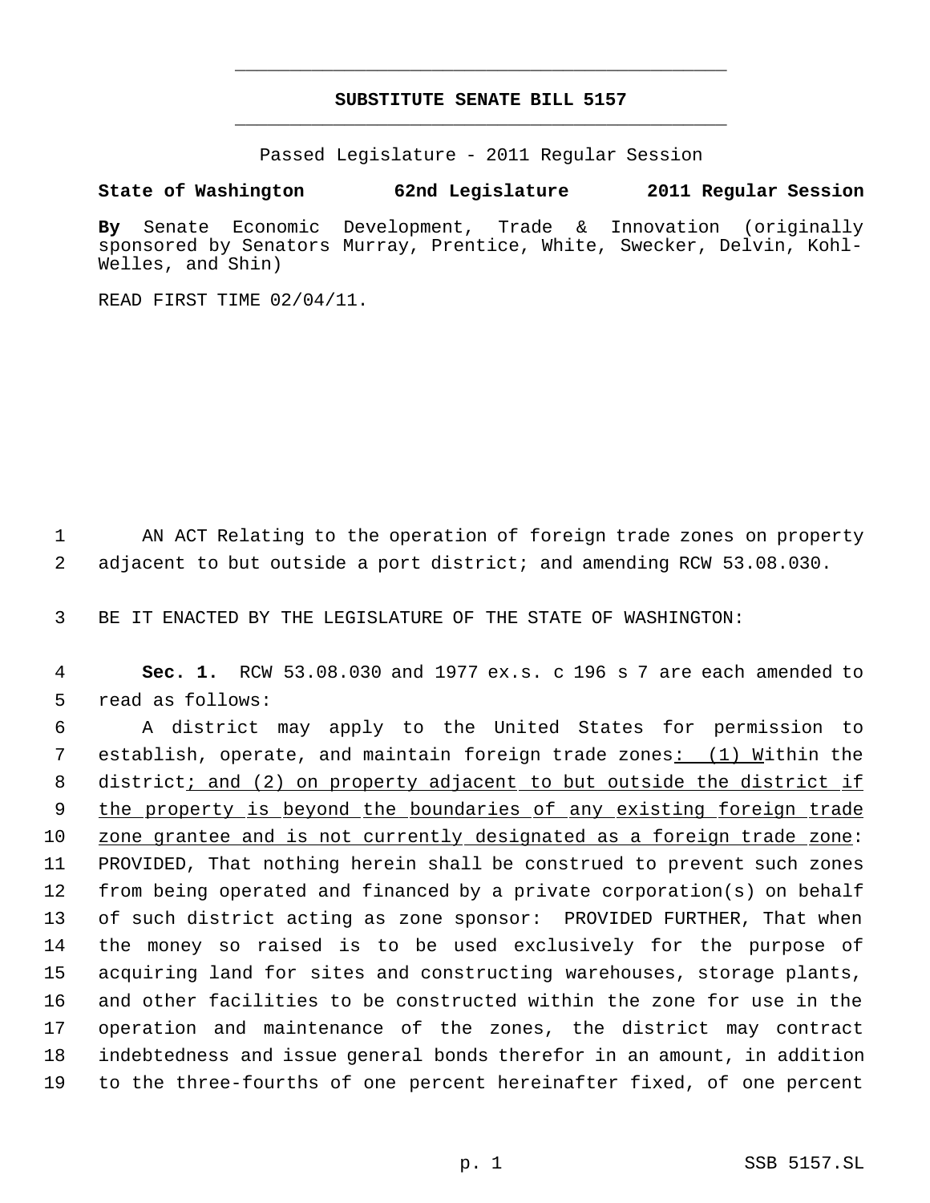# SUBSTITUTE SENATE BILL 5157

Passed Legislature - 2011 Regular Session

**State of Washington 62nd Legislature 2011 Regular Session**

**By** Senate Economic Development, Trade & Innovation (originally sponsored by Senators Murray, Prentice, White, Swecker, Delvin, Kohl-Welles, and Shin)

READ FIRST TIME 02/04/11.

AN ACT Relating to the operation of foreign trade zones on property adjacent to but outside a port district; and amending RCW 53.08.030.

BE IT ENACTED BY THE LEGISLATURE OF THE STATE OF WASHINGTON:

**Sec. 1.** RCW 53.08.030 and 1977 ex.s. c 196 s 7 are each amended to read as follows:

A district may apply to the United States for permission to establish, operate, and maintain foreign trade zones: (1) Within the district; and (2) on property adjacent to but outside the district if the property is beyond the boundaries of any existing foreign trade zone grantee and is not currently designated as a foreign trade zone: PROVIDED, That nothing herein shall be construed to prevent such zones from being operated and financed by a private corporation(s) on behalf of such district acting as zone sponsor: PROVIDED FURTHER, That when the money so raised is to be used exclusively for the purpose of acquiring land for sites and constructing warehouses, storage plants, and other facilities to be constructed within the zone for use in the operation and maintenance of the zones, the district may contract indebtedness and issue general bonds therefor in an amount, in addition to the three-fourths of one percent hereinafter fixed, of one percent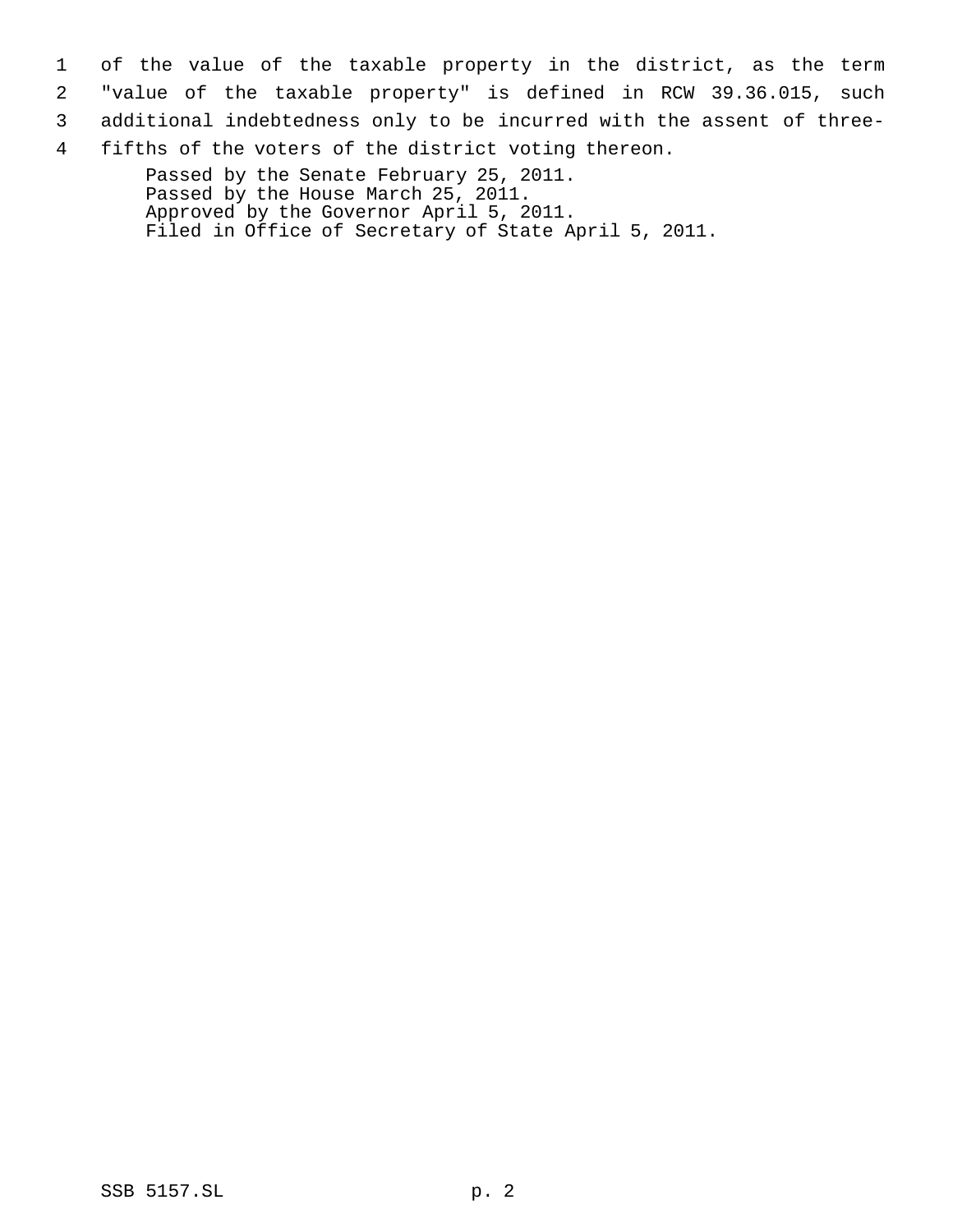of the value of the taxable property in the district, as the term "value of the taxable property" is defined in RCW 39.36.015, such additional indebtedness only to be incurred with the assent of three-fifths of the voters of the district voting thereon.

Passed by the Senate February 25, 2011.
Passed by the House March 25, 2011.
Approved by the Governor April 5, 2011.
Filed in Office of Secretary of State April 5, 2011.